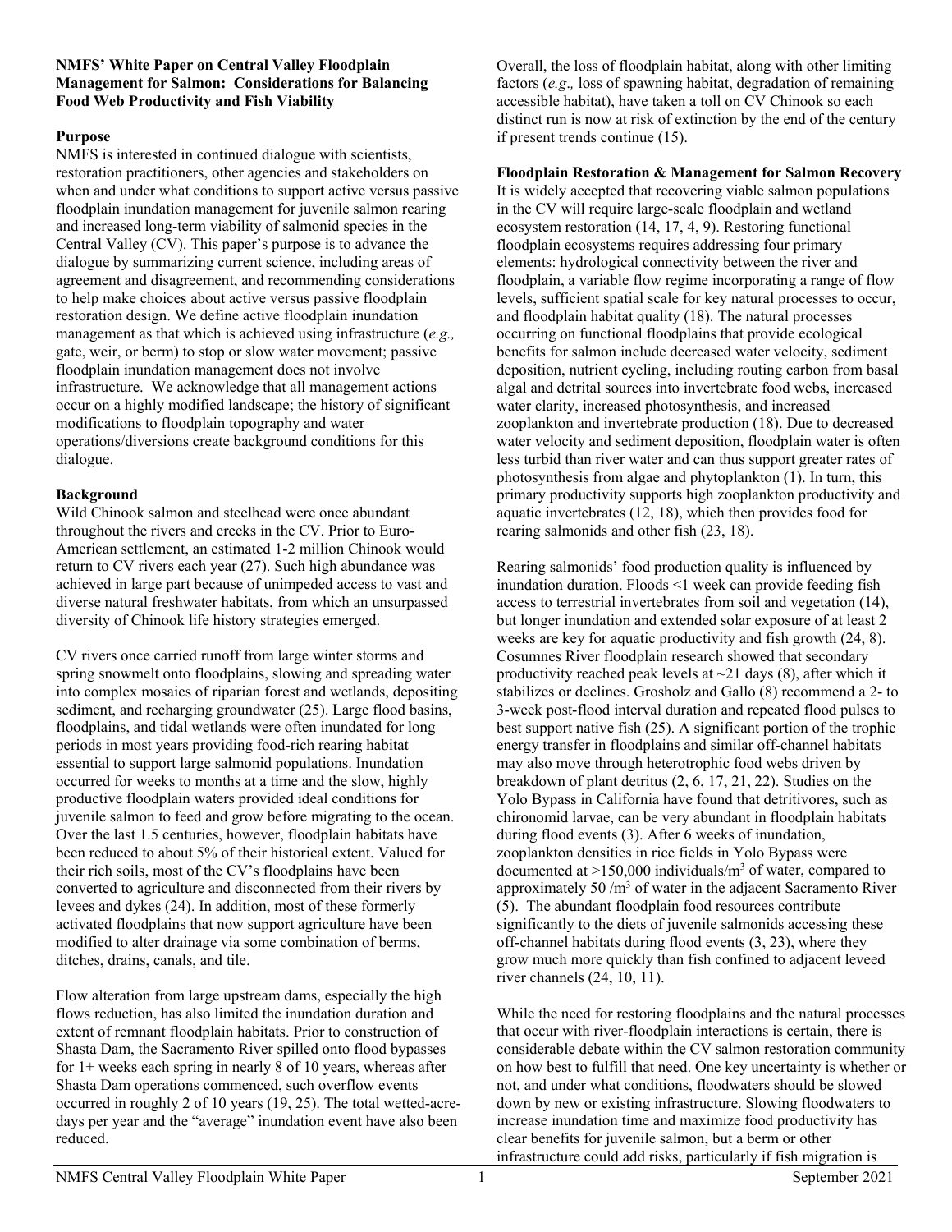**NMFS' White Paper on Central Valley Floodplain Management for Salmon: Considerations for Balancing Food Web Productivity and Fish Viability**

**Purpose**

NMFS is interested in continued dialogue with scientists, restoration practitioners, other agencies and stakeholders on when and under what conditions to support active versus passive floodplain inundation management for juvenile salmon rearing and increased long-term viability of salmonid species in the Central Valley (CV). This paper's purpose is to advance the dialogue by summarizing current science, including areas of agreement and disagreement, and recommending considerations to help make choices about active versus passive floodplain restoration design. We define active floodplain inundation management as that which is achieved using infrastructure (*e.g.,* gate, weir, or berm) to stop or slow water movement; passive floodplain inundation management does not involve infrastructure. We acknowledge that all management actions occur on a highly modified landscape; the history of significant modifications to floodplain topography and water operations/diversions create background conditions for this dialogue.

**Background**

Wild Chinook salmon and steelhead were once abundant throughout the rivers and creeks in the CV. Prior to Euro-American settlement, an estimated 1-2 million Chinook would return to CV rivers each year (27). Such high abundance was achieved in large part because of unimpeded access to vast and diverse natural freshwater habitats, from which an unsurpassed diversity of Chinook life history strategies emerged.

CV rivers once carried runoff from large winter storms and spring snowmelt onto floodplains, slowing and spreading water into complex mosaics of riparian forest and wetlands, depositing sediment, and recharging groundwater (25). Large flood basins, floodplains, and tidal wetlands were often inundated for long periods in most years providing food-rich rearing habitat essential to support large salmonid populations. Inundation occurred for weeks to months at a time and the slow, highly productive floodplain waters provided ideal conditions for juvenile salmon to feed and grow before migrating to the ocean. Over the last 1.5 centuries, however, floodplain habitats have been reduced to about 5% of their historical extent. Valued for their rich soils, most of the CV's floodplains have been converted to agriculture and disconnected from their rivers by levees and dykes (24). In addition, most of these formerly activated floodplains that now support agriculture have been modified to alter drainage via some combination of berms, ditches, drains, canals, and tile.

Flow alteration from large upstream dams, especially the high flows reduction, has also limited the inundation duration and extent of remnant floodplain habitats. Prior to construction of Shasta Dam, the Sacramento River spilled onto flood bypasses for 1+ weeks each spring in nearly 8 of 10 years, whereas after Shasta Dam operations commenced, such overflow events occurred in roughly 2 of 10 years (19, 25). The total wetted-acre-days per year and the "average" inundation event have also been reduced.

Overall, the loss of floodplain habitat, along with other limiting factors (*e.g.,* loss of spawning habitat, degradation of remaining accessible habitat), have taken a toll on CV Chinook so each distinct run is now at risk of extinction by the end of the century if present trends continue (15).

**Floodplain Restoration & Management for Salmon Recovery**

It is widely accepted that recovering viable salmon populations in the CV will require large-scale floodplain and wetland ecosystem restoration (14, 17, 4, 9). Restoring functional floodplain ecosystems requires addressing four primary elements: hydrological connectivity between the river and floodplain, a variable flow regime incorporating a range of flow levels, sufficient spatial scale for key natural processes to occur, and floodplain habitat quality (18). The natural processes occurring on functional floodplains that provide ecological benefits for salmon include decreased water velocity, sediment deposition, nutrient cycling, including routing carbon from basal algal and detrital sources into invertebrate food webs, increased water clarity, increased photosynthesis, and increased zooplankton and invertebrate production (18). Due to decreased water velocity and sediment deposition, floodplain water is often less turbid than river water and can thus support greater rates of photosynthesis from algae and phytoplankton (1). In turn, this primary productivity supports high zooplankton productivity and aquatic invertebrates (12, 18), which then provides food for rearing salmonids and other fish (23, 18).

Rearing salmonids' food production quality is influenced by inundation duration. Floods <1 week can provide feeding fish access to terrestrial invertebrates from soil and vegetation (14), but longer inundation and extended solar exposure of at least 2 weeks are key for aquatic productivity and fish growth (24, 8). Cosumnes River floodplain research showed that secondary productivity reached peak levels at ~21 days (8), after which it stabilizes or declines. Grosholz and Gallo (8) recommend a 2- to 3-week post-flood interval duration and repeated flood pulses to best support native fish (25). A significant portion of the trophic energy transfer in floodplains and similar off-channel habitats may also move through heterotrophic food webs driven by breakdown of plant detritus (2, 6, 17, 21, 22). Studies on the Yolo Bypass in California have found that detritivores, such as chironomid larvae, can be very abundant in floodplain habitats during flood events (3). After 6 weeks of inundation, zooplankton densities in rice fields in Yolo Bypass were documented at >150,000 individuals/$m^3$ of water, compared to approximately 50 /$m^3$ of water in the adjacent Sacramento River (5). The abundant floodplain food resources contribute significantly to the diets of juvenile salmonids accessing these off-channel habitats during flood events (3, 23), where they grow much more quickly than fish confined to adjacent leveed river channels (24, 10, 11).

While the need for restoring floodplains and the natural processes that occur with river-floodplain interactions is certain, there is considerable debate within the CV salmon restoration community on how best to fulfill that need. One key uncertainty is whether or not, and under what conditions, floodwaters should be slowed down by new or existing infrastructure. Slowing floodwaters to increase inundation time and maximize food productivity has clear benefits for juvenile salmon, but a berm or other infrastructure could add risks, particularly if fish migration is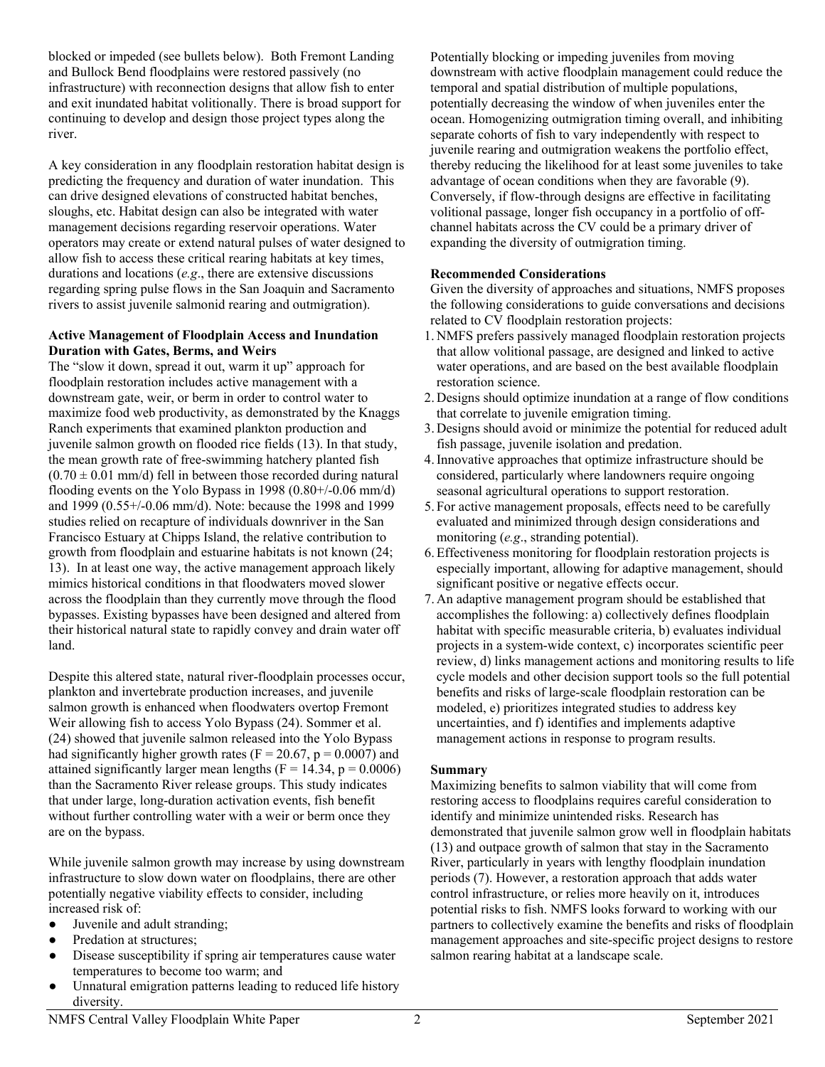blocked or impeded (see bullets below). Both Fremont Landing and Bullock Bend floodplains were restored passively (no infrastructure) with reconnection designs that allow fish to enter and exit inundated habitat volitionally. There is broad support for continuing to develop and design those project types along the river.

A key consideration in any floodplain restoration habitat design is predicting the frequency and duration of water inundation. This can drive designed elevations of constructed habitat benches, sloughs, etc. Habitat design can also be integrated with water management decisions regarding reservoir operations. Water operators may create or extend natural pulses of water designed to allow fish to access these critical rearing habitats at key times, durations and locations (*e.g*., there are extensive discussions regarding spring pulse flows in the San Joaquin and Sacramento rivers to assist juvenile salmonid rearing and outmigration).

**Active Management of Floodplain Access and Inundation Duration with Gates, Berms, and Weirs**

The "slow it down, spread it out, warm it up" approach for floodplain restoration includes active management with a downstream gate, weir, or berm in order to control water to maximize food web productivity, as demonstrated by the Knaggs Ranch experiments that examined plankton production and juvenile salmon growth on flooded rice fields (13). In that study, the mean growth rate of free-swimming hatchery planted fish ($0.70 \pm 0.01$ mm/d) fell in between those recorded during natural flooding events on the Yolo Bypass in 1998 (0.80+/-0.06 mm/d) and 1999 (0.55+/-0.06 mm/d). Note: because the 1998 and 1999 studies relied on recapture of individuals downriver in the San Francisco Estuary at Chipps Island, the relative contribution to growth from floodplain and estuarine habitats is not known (24; 13). In at least one way, the active management approach likely mimics historical conditions in that floodwaters moved slower across the floodplain than they currently move through the flood bypasses. Existing bypasses have been designed and altered from their historical natural state to rapidly convey and drain water off land.

Despite this altered state, natural river-floodplain processes occur, plankton and invertebrate production increases, and juvenile salmon growth is enhanced when floodwaters overtop Fremont Weir allowing fish to access Yolo Bypass (24). Sommer et al. (24) showed that juvenile salmon released into the Yolo Bypass had significantly higher growth rates ($F = 20.67$, $p = 0.0007$) and attained significantly larger mean lengths ($F = 14.34$, $p = 0.0006$) than the Sacramento River release groups. This study indicates that under large, long-duration activation events, fish benefit without further controlling water with a weir or berm once they are on the bypass.

While juvenile salmon growth may increase by using downstream infrastructure to slow down water on floodplains, there are other potentially negative viability effects to consider, including increased risk of:

- Juvenile and adult stranding;
- Predation at structures;
- Disease susceptibility if spring air temperatures cause water temperatures to become too warm; and
- Unnatural emigration patterns leading to reduced life history diversity.

Potentially blocking or impeding juveniles from moving downstream with active floodplain management could reduce the temporal and spatial distribution of multiple populations, potentially decreasing the window of when juveniles enter the ocean. Homogenizing outmigration timing overall, and inhibiting separate cohorts of fish to vary independently with respect to juvenile rearing and outmigration weakens the portfolio effect, thereby reducing the likelihood for at least some juveniles to take advantage of ocean conditions when they are favorable (9). Conversely, if flow-through designs are effective in facilitating volitional passage, longer fish occupancy in a portfolio of off-channel habitats across the CV could be a primary driver of expanding the diversity of outmigration timing.

**Recommended Considerations**

Given the diversity of approaches and situations, NMFS proposes the following considerations to guide conversations and decisions related to CV floodplain restoration projects:

1. NMFS prefers passively managed floodplain restoration projects that allow volitional passage, are designed and linked to active water operations, and are based on the best available floodplain restoration science.
2. Designs should optimize inundation at a range of flow conditions that correlate to juvenile emigration timing.
3. Designs should avoid or minimize the potential for reduced adult fish passage, juvenile isolation and predation.
4. Innovative approaches that optimize infrastructure should be considered, particularly where landowners require ongoing seasonal agricultural operations to support restoration.
5. For active management proposals, effects need to be carefully evaluated and minimized through design considerations and monitoring (*e.g*., stranding potential).
6. Effectiveness monitoring for floodplain restoration projects is especially important, allowing for adaptive management, should significant positive or negative effects occur.
7. An adaptive management program should be established that accomplishes the following: a) collectively defines floodplain habitat with specific measurable criteria, b) evaluates individual projects in a system-wide context, c) incorporates scientific peer review, d) links management actions and monitoring results to life cycle models and other decision support tools so the full potential benefits and risks of large-scale floodplain restoration can be modeled, e) prioritizes integrated studies to address key uncertainties, and f) identifies and implements adaptive management actions in response to program results.

**Summary**

Maximizing benefits to salmon viability that will come from restoring access to floodplains requires careful consideration to identify and minimize unintended risks. Research has demonstrated that juvenile salmon grow well in floodplain habitats (13) and outpace growth of salmon that stay in the Sacramento River, particularly in years with lengthy floodplain inundation periods (7). However, a restoration approach that adds water control infrastructure, or relies more heavily on it, introduces potential risks to fish. NMFS looks forward to working with our partners to collectively examine the benefits and risks of floodplain management approaches and site-specific project designs to restore salmon rearing habitat at a landscape scale.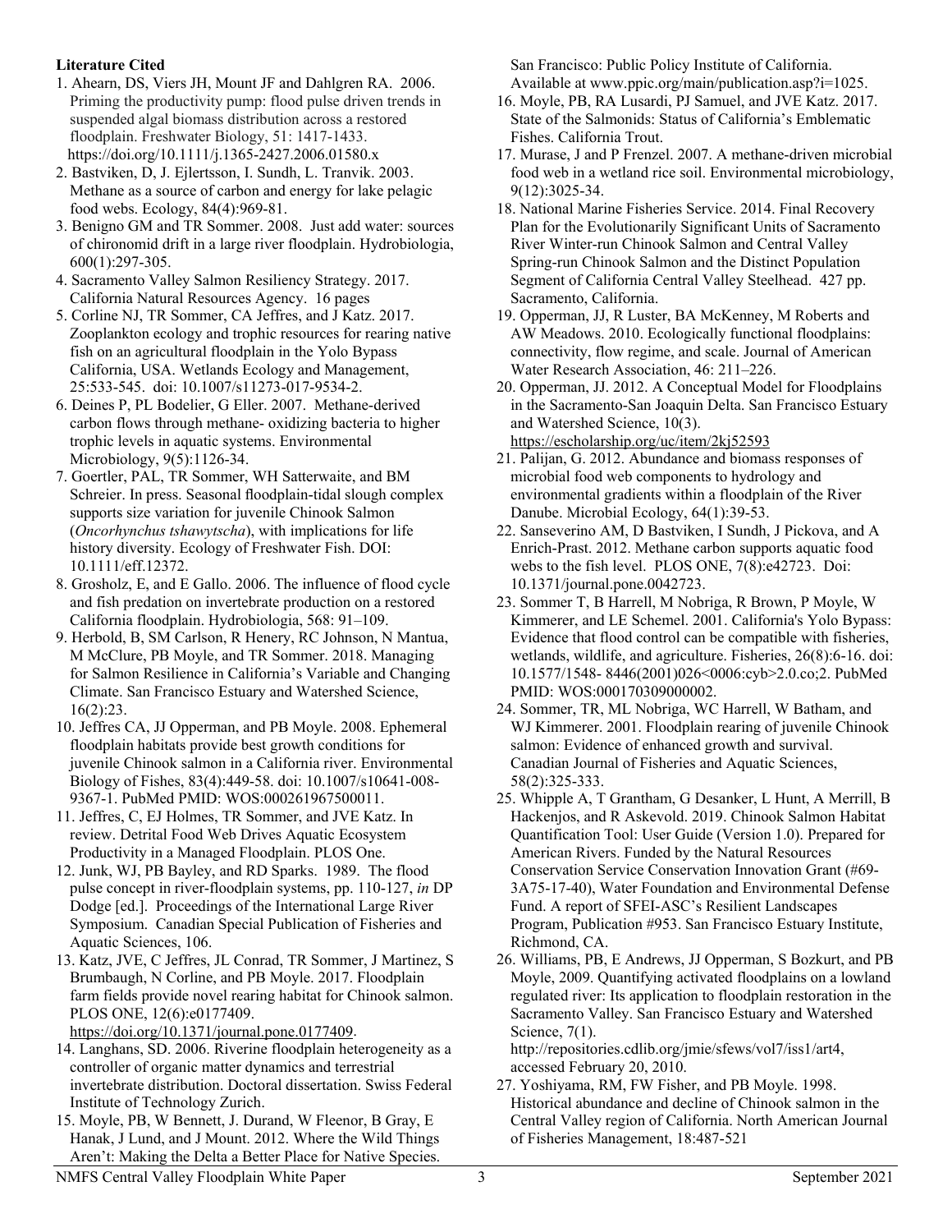**Literature Cited**

1. Ahearn, DS, Viers JH, Mount JF and Dahlgren RA. 2006. Priming the productivity pump: flood pulse driven trends in suspended algal biomass distribution across a restored floodplain. Freshwater Biology, 51: 1417-1433. https://doi.org/10.1111/j.1365-2427.2006.01580.x
2. Bastviken, D, J. Ejlertsson, I. Sundh, L. Tranvik. 2003. Methane as a source of carbon and energy for lake pelagic food webs. Ecology, 84(4):969-81.
3. Benigno GM and TR Sommer. 2008. Just add water: sources of chironomid drift in a large river floodplain. Hydrobiologia, 600(1):297-305.
4. Sacramento Valley Salmon Resiliency Strategy. 2017. California Natural Resources Agency. 16 pages
5. Corline NJ, TR Sommer, CA Jeffres, and J Katz. 2017. Zooplankton ecology and trophic resources for rearing native fish on an agricultural floodplain in the Yolo Bypass California, USA. Wetlands Ecology and Management, 25:533-545. doi: 10.1007/s11273-017-9534-2.
6. Deines P, PL Bodelier, G Eller. 2007. Methane-derived carbon flows through methane- oxidizing bacteria to higher trophic levels in aquatic systems. Environmental Microbiology, 9(5):1126-34.
7. Goertler, PAL, TR Sommer, WH Satterwaite, and BM Schreier. In press. Seasonal floodplain-tidal slough complex supports size variation for juvenile Chinook Salmon (*Oncorhynchus tshawytscha*), with implications for life history diversity. Ecology of Freshwater Fish. DOI: 10.1111/eff.12372.
8. Grosholz, E, and E Gallo. 2006. The influence of flood cycle and fish predation on invertebrate production on a restored California floodplain. Hydrobiologia, 568: 91–109.
9. Herbold, B, SM Carlson, R Henery, RC Johnson, N Mantua, M McClure, PB Moyle, and TR Sommer. 2018. Managing for Salmon Resilience in California's Variable and Changing Climate. San Francisco Estuary and Watershed Science, 16(2):23.
10. Jeffres CA, JJ Opperman, and PB Moyle. 2008. Ephemeral floodplain habitats provide best growth conditions for juvenile Chinook salmon in a California river. Environmental Biology of Fishes, 83(4):449-58. doi: 10.1007/s10641-008-9367-1. PubMed PMID: WOS:000261967500011.
11. Jeffres, C, EJ Holmes, TR Sommer, and JVE Katz. In review. Detrital Food Web Drives Aquatic Ecosystem Productivity in a Managed Floodplain. PLOS One.
12. Junk, WJ, PB Bayley, and RD Sparks. 1989. The flood pulse concept in river-floodplain systems, pp. 110-127, *in* DP Dodge [ed.]. Proceedings of the International Large River Symposium. Canadian Special Publication of Fisheries and Aquatic Sciences, 106.
13. Katz, JVE, C Jeffres, JL Conrad, TR Sommer, J Martinez, S Brumbaugh, N Corline, and PB Moyle. 2017. Floodplain farm fields provide novel rearing habitat for Chinook salmon. PLOS ONE, 12(6):e0177409. https://doi.org/10.1371/journal.pone.0177409.
14. Langhans, SD. 2006. Riverine floodplain heterogeneity as a controller of organic matter dynamics and terrestrial invertebrate distribution. Doctoral dissertation. Swiss Federal Institute of Technology Zurich.
15. Moyle, PB, W Bennett, J. Durand, W Fleenor, B Gray, E Hanak, J Lund, and J Mount. 2012. Where the Wild Things Aren't: Making the Delta a Better Place for Native Species. San Francisco: Public Policy Institute of California. Available at www.ppic.org/main/publication.asp?i=1025.
16. Moyle, PB, RA Lusardi, PJ Samuel, and JVE Katz. 2017. State of the Salmonids: Status of California's Emblematic Fishes. California Trout.
17. Murase, J and P Frenzel. 2007. A methane-driven microbial food web in a wetland rice soil. Environmental microbiology, 9(12):3025-34.
18. National Marine Fisheries Service. 2014. Final Recovery Plan for the Evolutionarily Significant Units of Sacramento River Winter-run Chinook Salmon and Central Valley Spring-run Chinook Salmon and the Distinct Population Segment of California Central Valley Steelhead. 427 pp. Sacramento, California.
19. Opperman, JJ, R Luster, BA McKenney, M Roberts and AW Meadows. 2010. Ecologically functional floodplains: connectivity, flow regime, and scale. Journal of American Water Research Association, 46: 211–226.
20. Opperman, JJ. 2012. A Conceptual Model for Floodplains in the Sacramento-San Joaquin Delta. San Francisco Estuary and Watershed Science, 10(3). https://escholarship.org/uc/item/2kj52593
21. Palijan, G. 2012. Abundance and biomass responses of microbial food web components to hydrology and environmental gradients within a floodplain of the River Danube. Microbial Ecology, 64(1):39-53.
22. Sanseverino AM, D Bastviken, I Sundh, J Pickova, and A Enrich-Prast. 2012. Methane carbon supports aquatic food webs to the fish level. PLOS ONE, 7(8):e42723. Doi: 10.1371/journal.pone.0042723.
23. Sommer T, B Harrell, M Nobriga, R Brown, P Moyle, W Kimmerer, and LE Schemel. 2001. California's Yolo Bypass: Evidence that flood control can be compatible with fisheries, wetlands, wildlife, and agriculture. Fisheries, 26(8):6-16. doi: 10.1577/1548- 8446(2001)026<0006:cyb>2.0.co;2. PubMed PMID: WOS:000170309000002.
24. Sommer, TR, ML Nobriga, WC Harrell, W Batham, and WJ Kimmerer. 2001. Floodplain rearing of juvenile Chinook salmon: Evidence of enhanced growth and survival. Canadian Journal of Fisheries and Aquatic Sciences, 58(2):325-333.
25. Whipple A, T Grantham, G Desanker, L Hunt, A Merrill, B Hackenjos, and R Askevold. 2019. Chinook Salmon Habitat Quantification Tool: User Guide (Version 1.0). Prepared for American Rivers. Funded by the Natural Resources Conservation Service Conservation Innovation Grant (#69-3A75-17-40), Water Foundation and Environmental Defense Fund. A report of SFEI-ASC's Resilient Landscapes Program, Publication #953. San Francisco Estuary Institute, Richmond, CA.
26. Williams, PB, E Andrews, JJ Opperman, S Bozkurt, and PB Moyle, 2009. Quantifying activated floodplains on a lowland regulated river: Its application to floodplain restoration in the Sacramento Valley. San Francisco Estuary and Watershed Science, 7(1). http://repositories.cdlib.org/jmie/sfews/vol7/iss1/art4, accessed February 20, 2010.
27. Yoshiyama, RM, FW Fisher, and PB Moyle. 1998. Historical abundance and decline of Chinook salmon in the Central Valley region of California. North American Journal of Fisheries Management, 18:487-521